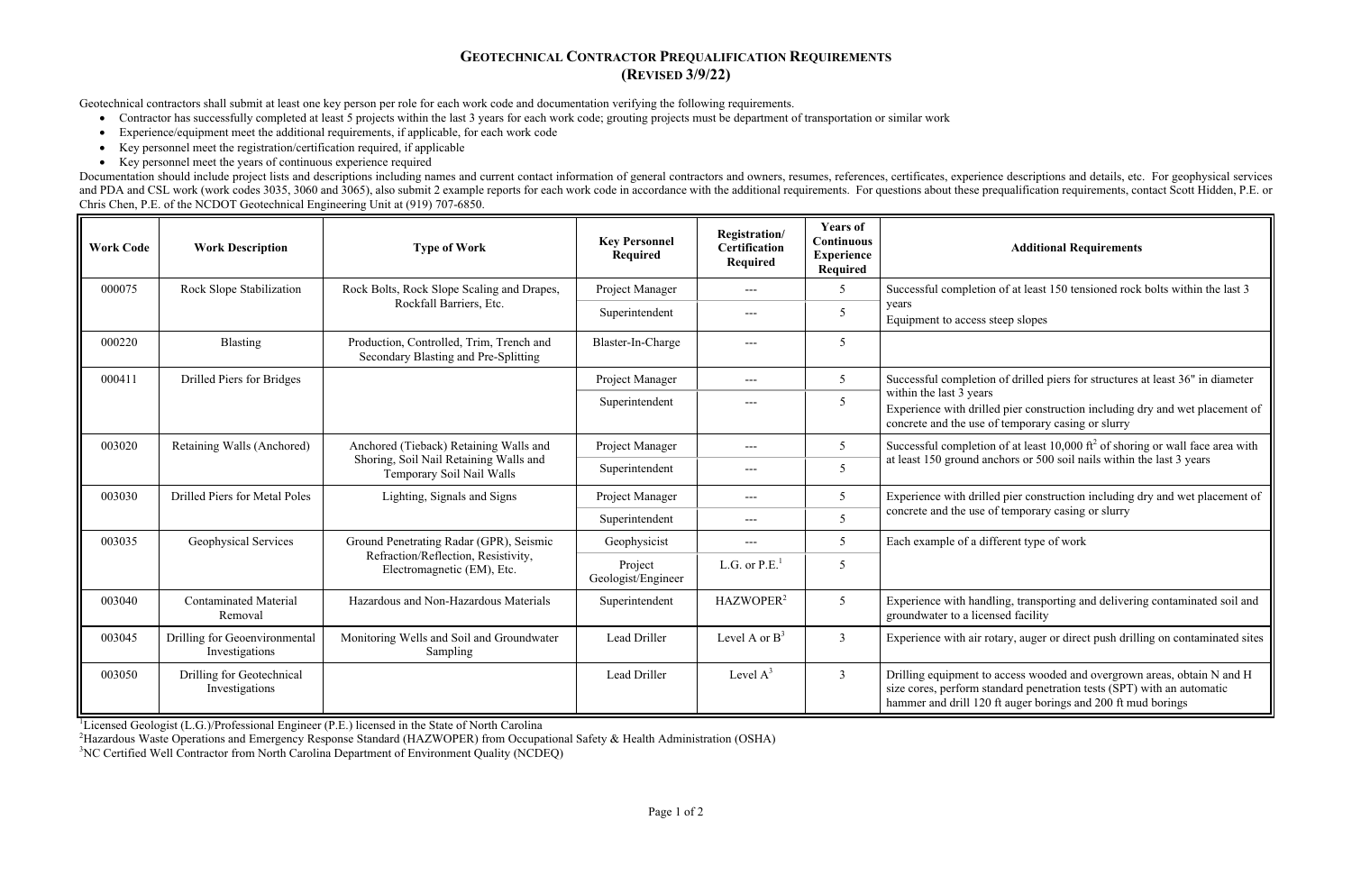# Geotechnical Contractor Prequalification Requirements (Revised 3/9/22)

Geotechnical contractors shall submit at least one key person per role for each work code and documentation verifying the following requirements.

- Contractor has successfully completed at least 5 projects within the last 3 years for each work code; grouting projects must be department of transportation or similar work
- Experience/equipment meet the additional requirements, if applicable, for each work code
- Key personnel meet the registration/certification required, if applicable
- Key personnel meet the years of continuous experience required

Documentation should include project lists and descriptions including names and current contact information of general contractors and owners, resumes, references, certificates, experience descriptions and details, etc. For geophysical services and PDA and CSL work (work codes 3035, 3060 and 3065), also submit 2 example reports for each work code in accordance with the additional requirements. For questions about these prequalification requirements, contact Scott Hidden, P.E. or Chris Chen, P.E. of the NCDOT Geotechnical Engineering Unit at (919) 707-6850.

| Work Code | Work Description | Type of Work | Key Personnel Required | Registration/ Certification Required | Years of Continuous Experience Required | Additional Requirements |
|---|---|---|---|---|---|---|
| 000075 | Rock Slope Stabilization | Rock Bolts, Rock Slope Scaling and Drapes, Rockfall Barriers, Etc. | Project Manager | --- | 5 | Successful completion of at least 150 tensioned rock bolts within the last 3 years<br>Equipment to access steep slopes |
| | | | Superintendent | --- | 5 | |
| 000220 | Blasting | Production, Controlled, Trim, Trench and Secondary Blasting and Pre-Splitting | Blaster-In-Charge | --- | 5 | |
| 000411 | Drilled Piers for Bridges | | Project Manager | --- | 5 | Successful completion of drilled piers for structures at least 36" in diameter within the last 3 years<br>Experience with drilled pier construction including dry and wet placement of concrete and the use of temporary casing or slurry |
| | | | Superintendent | --- | 5 | |
| 003020 | Retaining Walls (Anchored) | Anchored (Tieback) Retaining Walls and Shoring, Soil Nail Retaining Walls and Temporary Soil Nail Walls | Project Manager | --- | 5 | Successful completion of at least 10,000 ft$^2$ of shoring or wall face area with at least 150 ground anchors or 500 soil nails within the last 3 years |
| | | | Superintendent | --- | 5 | |
| 003030 | Drilled Piers for Metal Poles | Lighting, Signals and Signs | Project Manager | --- | 5 | Experience with drilled pier construction including dry and wet placement of concrete and the use of temporary casing or slurry |
| | | | Superintendent | --- | 5 | |
| 003035 | Geophysical Services | Ground Penetrating Radar (GPR), Seismic Refraction/Reflection, Resistivity, Electromagnetic (EM), Etc. | Geophysicist | --- | 5 | Each example of a different type of work |
| | | | Project Geologist/Engineer | L.G. or P.E.[1] | 5 | |
| 003040 | Contaminated Material Removal | Hazardous and Non-Hazardous Materials | Superintendent | HAZWOPER[2] | 5 | Experience with handling, transporting and delivering contaminated soil and groundwater to a licensed facility |
| 003045 | Drilling for Geoenvironmental Investigations | Monitoring Wells and Soil and Groundwater Sampling | Lead Driller | Level A or B[3] | 3 | Experience with air rotary, auger or direct push drilling on contaminated sites |
| 003050 | Drilling for Geotechnical Investigations | | Lead Driller | Level A[3] | 3 | Drilling equipment to access wooded and overgrown areas, obtain N and H size cores, perform standard penetration tests (SPT) with an automatic hammer and drill 120 ft auger borings and 200 ft mud borings |

[1]Licensed Geologist (L.G.)/Professional Engineer (P.E.) licensed in the State of North Carolina

[2]Hazardous Waste Operations and Emergency Response Standard (HAZWOPER) from Occupational Safety & Health Administration (OSHA)

[3]NC Certified Well Contractor from North Carolina Department of Environment Quality (NCDEQ)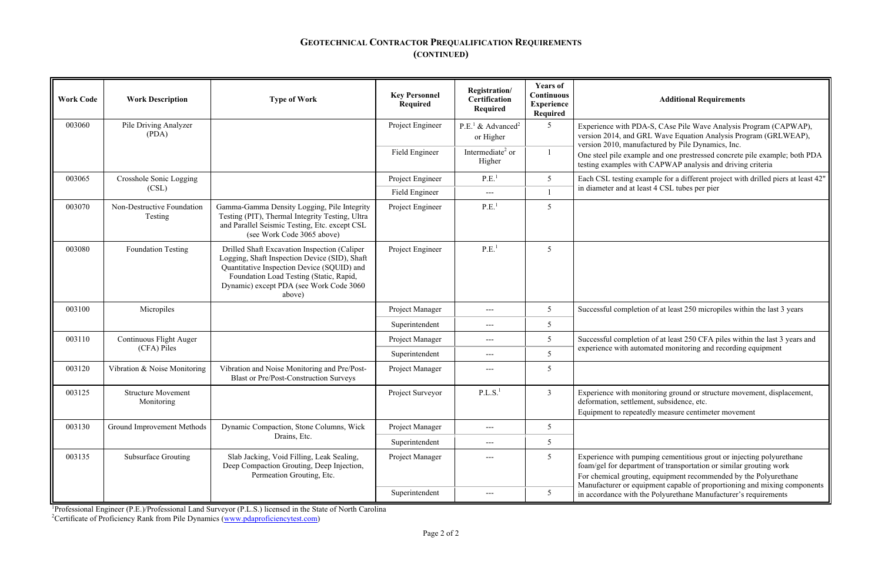# Geotechnical Contractor Prequalification Requirements (continued)

| Work Code | Work Description | Type of Work | Key Personnel Required | Registration/ Certification Required | Years of Continuous Experience Required | Additional Requirements |
|---|---|---|---|---|---|---|
| 003060 | Pile Driving Analyzer (PDA) | | Project Engineer | P.E.[1] & Advanced[2] or Higher | 5 | Experience with PDA-S, CAse Pile Wave Analysis Program (CAPWAP), version 2014, and GRL Wave Equation Analysis Program (GRLWEAP), version 2010, manufactured by Pile Dynamics, Inc. |
| | | | Field Engineer | Intermediate[2] or Higher | 1 | One steel pile example and one prestressed concrete pile example; both PDA testing examples with CAPWAP analysis and driving criteria |
| 003065 | Crosshole Sonic Logging (CSL) | | Project Engineer | P.E.[1] | 5 | Each CSL testing example for a different project with drilled piers at least 42" in diameter and at least 4 CSL tubes per pier |
| | | | Field Engineer | --- | 1 | |
| 003070 | Non-Destructive Foundation Testing | Gamma-Gamma Density Logging, Pile Integrity Testing (PIT), Thermal Integrity Testing, Ultra and Parallel Seismic Testing, Etc. except CSL (see Work Code 3065 above) | Project Engineer | P.E.[1] | 5 | |
| 003080 | Foundation Testing | Drilled Shaft Excavation Inspection (Caliper Logging, Shaft Inspection Device (SID), Shaft Quantitative Inspection Device (SQUID) and Foundation Load Testing (Static, Rapid, Dynamic) except PDA (see Work Code 3060 above) | Project Engineer | P.E.[1] | 5 | |
| 003100 | Micropiles | | Project Manager | --- | 5 | Successful completion of at least 250 micropiles within the last 3 years |
| | | | Superintendent | --- | 5 | |
| 003110 | Continuous Flight Auger (CFA) Piles | | Project Manager | --- | 5 | Successful completion of at least 250 CFA piles within the last 3 years and experience with automated monitoring and recording equipment |
| | | | Superintendent | --- | 5 | |
| 003120 | Vibration & Noise Monitoring | Vibration and Noise Monitoring and Pre/Post-Blast or Pre/Post-Construction Surveys | Project Manager | --- | 5 | |
| 003125 | Structure Movement Monitoring | | Project Surveyor | P.L.S.[1] | 3 | Experience with monitoring ground or structure movement, displacement, deformation, settlement, subsidence, etc. Equipment to repeatedly measure centimeter movement |
| 003130 | Ground Improvement Methods | Dynamic Compaction, Stone Columns, Wick Drains, Etc. | Project Manager | --- | 5 | |
| | | | Superintendent | --- | 5 | |
| 003135 | Subsurface Grouting | Slab Jacking, Void Filling, Leak Sealing, Deep Compaction Grouting, Deep Injection, Permeation Grouting, Etc. | Project Manager | --- | 5 | Experience with pumping cementitious grout or injecting polyurethane foam/gel for department of transportation or similar grouting work. For chemical grouting, equipment recommended by the Polyurethane Manufacturer or equipment capable of proportioning and mixing components in accordance with the Polyurethane Manufacturer's requirements |
| | | | Superintendent | --- | 5 | |

[1]Professional Engineer (P.E.)/Professional Land Surveyor (P.L.S.) licensed in the State of North Carolina

[2]Certificate of Proficiency Rank from Pile Dynamics (www.pdaproficiencytest.com)